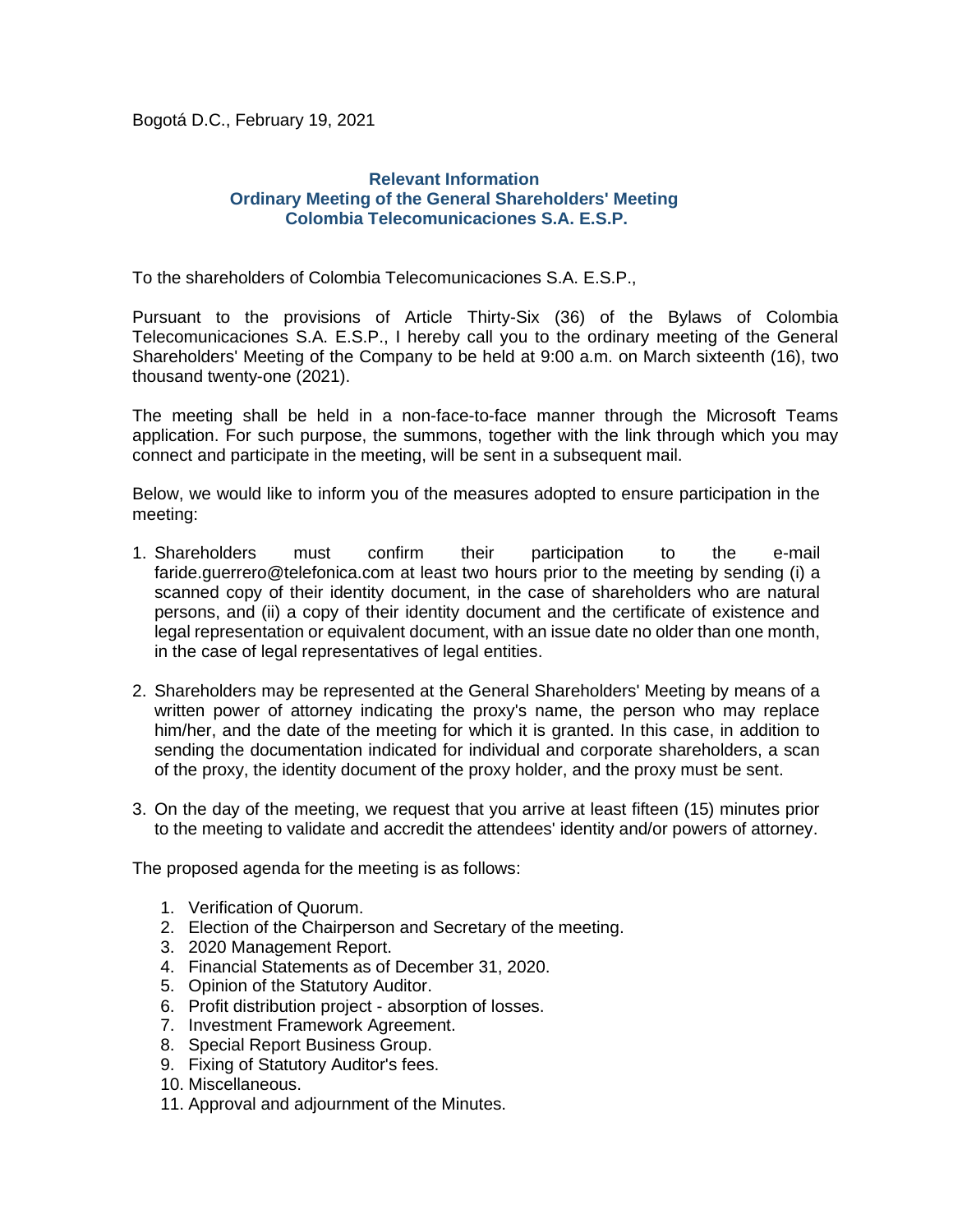Bogotá D.C., February 19, 2021

**Relevant Information**
**Ordinary Meeting of the General Shareholders' Meeting**
**Colombia Telecomunicaciones S.A. E.S.P.**

To the shareholders of Colombia Telecomunicaciones S.A. E.S.P.,

Pursuant to the provisions of Article Thirty-Six (36) of the Bylaws of Colombia Telecomunicaciones S.A. E.S.P., I hereby call you to the ordinary meeting of the General Shareholders' Meeting of the Company to be held at 9:00 a.m. on March sixteenth (16), two thousand twenty-one (2021).

The meeting shall be held in a non-face-to-face manner through the Microsoft Teams application. For such purpose, the summons, together with the link through which you may connect and participate in the meeting, will be sent in a subsequent mail.

Below, we would like to inform you of the measures adopted to ensure participation in the meeting:

1. Shareholders must confirm their participation to the e-mail faride.guerrero@telefonica.com at least two hours prior to the meeting by sending (i) a scanned copy of their identity document, in the case of shareholders who are natural persons, and (ii) a copy of their identity document and the certificate of existence and legal representation or equivalent document, with an issue date no older than one month, in the case of legal representatives of legal entities.

2. Shareholders may be represented at the General Shareholders' Meeting by means of a written power of attorney indicating the proxy's name, the person who may replace him/her, and the date of the meeting for which it is granted. In this case, in addition to sending the documentation indicated for individual and corporate shareholders, a scan of the proxy, the identity document of the proxy holder, and the proxy must be sent.

3. On the day of the meeting, we request that you arrive at least fifteen (15) minutes prior to the meeting to validate and accredit the attendees' identity and/or powers of attorney.

The proposed agenda for the meeting is as follows:

1. Verification of Quorum.
2. Election of the Chairperson and Secretary of the meeting.
3. 2020 Management Report.
4. Financial Statements as of December 31, 2020.
5. Opinion of the Statutory Auditor.
6. Profit distribution project - absorption of losses.
7. Investment Framework Agreement.
8. Special Report Business Group.
9. Fixing of Statutory Auditor's fees.
10. Miscellaneous.
11. Approval and adjournment of the Minutes.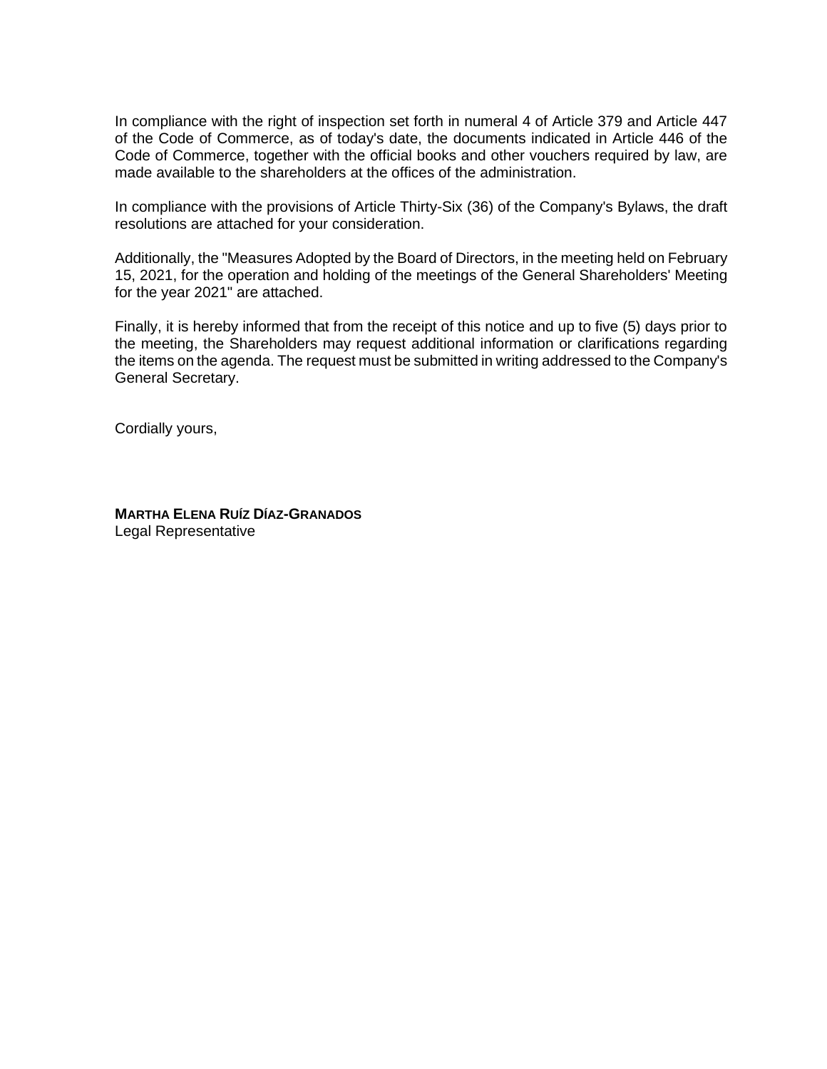In compliance with the right of inspection set forth in numeral 4 of Article 379 and Article 447 of the Code of Commerce, as of today's date, the documents indicated in Article 446 of the Code of Commerce, together with the official books and other vouchers required by law, are made available to the shareholders at the offices of the administration.

In compliance with the provisions of Article Thirty-Six (36) of the Company's Bylaws, the draft resolutions are attached for your consideration.

Additionally, the "Measures Adopted by the Board of Directors, in the meeting held on February 15, 2021, for the operation and holding of the meetings of the General Shareholders' Meeting for the year 2021" are attached.

Finally, it is hereby informed that from the receipt of this notice and up to five (5) days prior to the meeting, the Shareholders may request additional information or clarifications regarding the items on the agenda. The request must be submitted in writing addressed to the Company's General Secretary.

Cordially yours,

**MARTHA ELENA RUÍZ DÍAZ-GRANADOS**
Legal Representative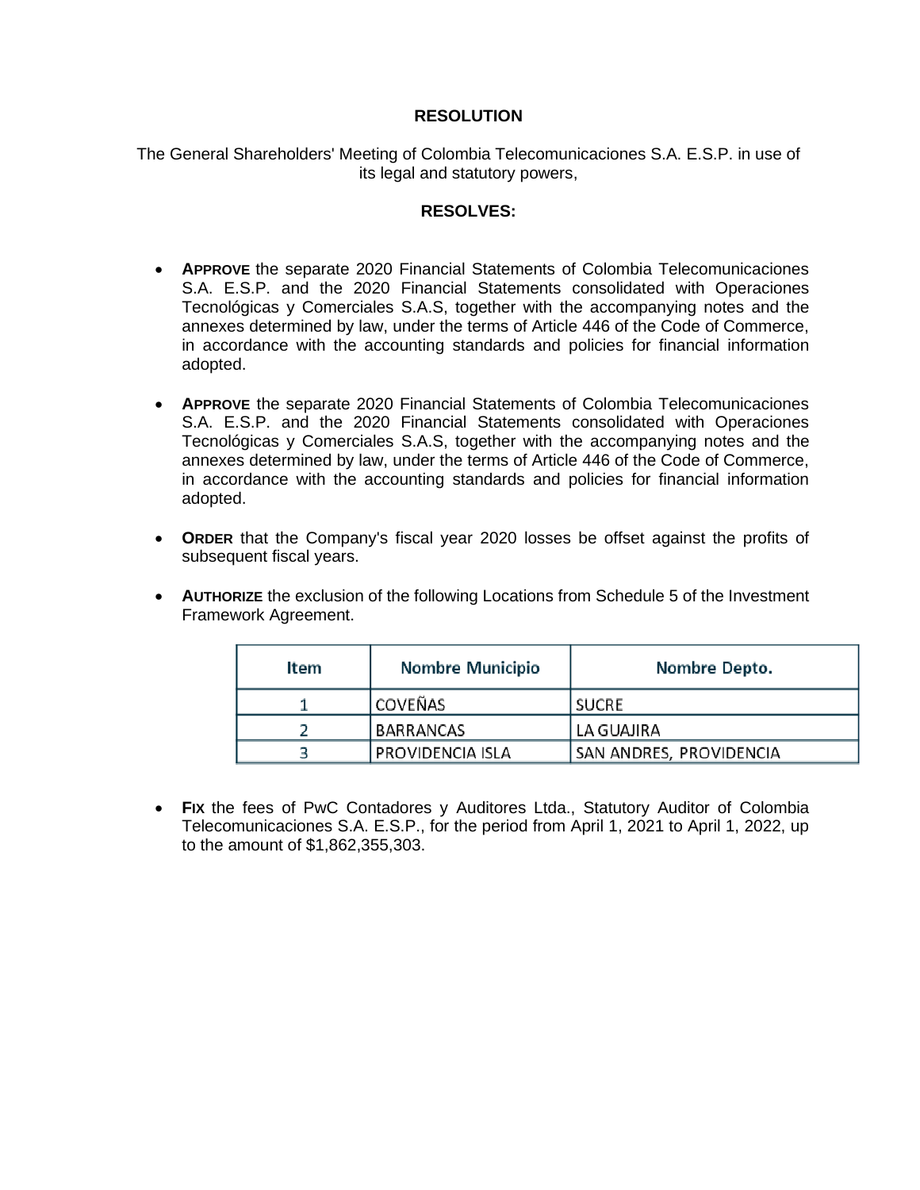**RESOLUTION**

The General Shareholders' Meeting of Colombia Telecomunicaciones S.A. E.S.P. in use of its legal and statutory powers,

**RESOLVES:**

- **APPROVE** the separate 2020 Financial Statements of Colombia Telecomunicaciones S.A. E.S.P. and the 2020 Financial Statements consolidated with Operaciones Tecnológicas y Comerciales S.A.S, together with the accompanying notes and the annexes determined by law, under the terms of Article 446 of the Code of Commerce, in accordance with the accounting standards and policies for financial information adopted.

- **APPROVE** the separate 2020 Financial Statements of Colombia Telecomunicaciones S.A. E.S.P. and the 2020 Financial Statements consolidated with Operaciones Tecnológicas y Comerciales S.A.S, together with the accompanying notes and the annexes determined by law, under the terms of Article 446 of the Code of Commerce, in accordance with the accounting standards and policies for financial information adopted.

- **ORDER** that the Company's fiscal year 2020 losses be offset against the profits of subsequent fiscal years.

- **AUTHORIZE** the exclusion of the following Locations from Schedule 5 of the Investment Framework Agreement.

| Item | Nombre Municipio | Nombre Depto. |
|---|---|---|
| 1 | COVEÑAS | SUCRE |
| 2 | BARRANCAS | LA GUAJIRA |
| 3 | PROVIDENCIA ISLA | SAN ANDRES, PROVIDENCIA |

- **FIX** the fees of PwC Contadores y Auditores Ltda., Statutory Auditor of Colombia Telecomunicaciones S.A. E.S.P., for the period from April 1, 2021 to April 1, 2022, up to the amount of $1,862,355,303.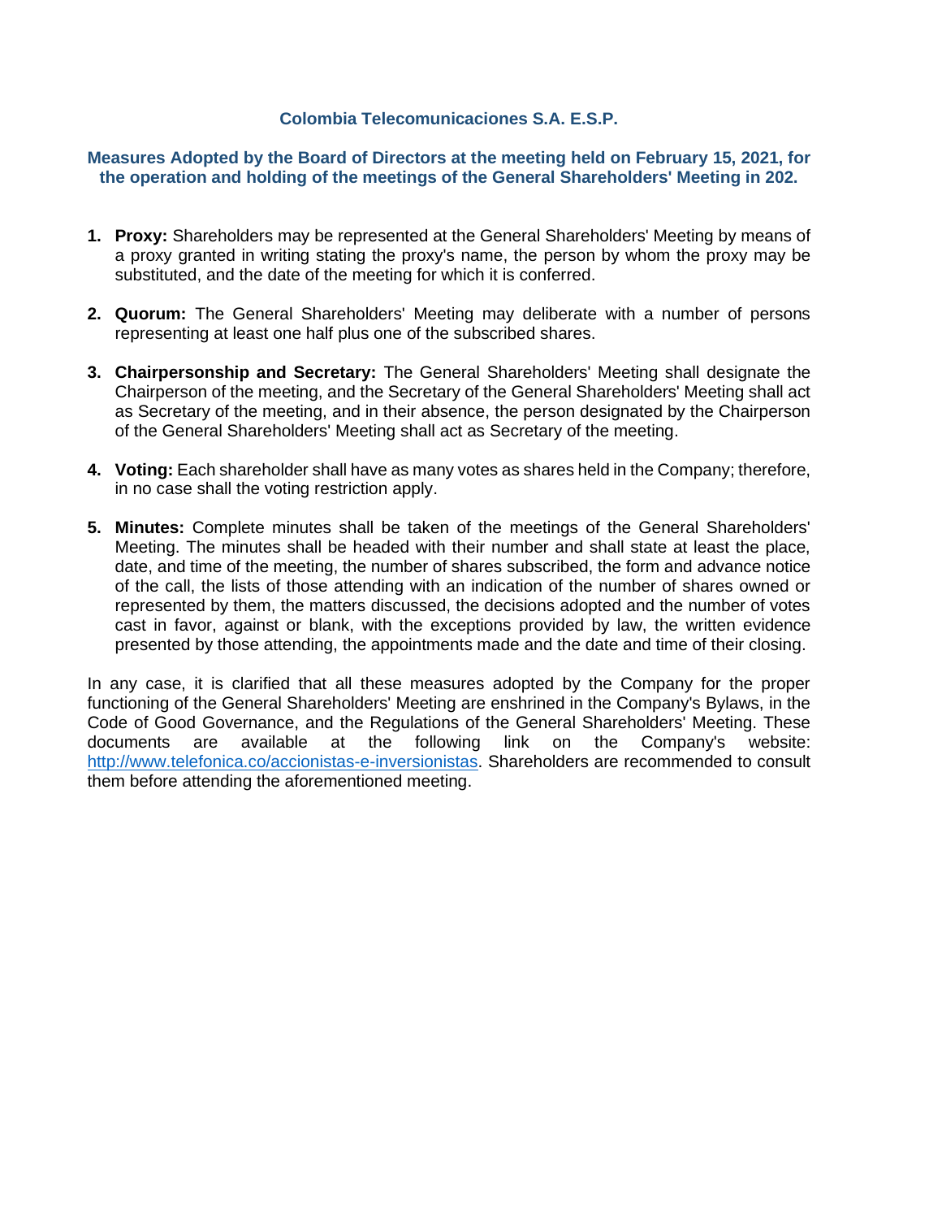**Colombia Telecomunicaciones S.A. E.S.P.**

**Measures Adopted by the Board of Directors at the meeting held on February 15, 2021, for the operation and holding of the meetings of the General Shareholders' Meeting in 202.**

1. **Proxy:** Shareholders may be represented at the General Shareholders' Meeting by means of a proxy granted in writing stating the proxy's name, the person by whom the proxy may be substituted, and the date of the meeting for which it is conferred.

2. **Quorum:** The General Shareholders' Meeting may deliberate with a number of persons representing at least one half plus one of the subscribed shares.

3. **Chairpersonship and Secretary:** The General Shareholders' Meeting shall designate the Chairperson of the meeting, and the Secretary of the General Shareholders' Meeting shall act as Secretary of the meeting, and in their absence, the person designated by the Chairperson of the General Shareholders' Meeting shall act as Secretary of the meeting.

4. **Voting:** Each shareholder shall have as many votes as shares held in the Company; therefore, in no case shall the voting restriction apply.

5. **Minutes:** Complete minutes shall be taken of the meetings of the General Shareholders' Meeting. The minutes shall be headed with their number and shall state at least the place, date, and time of the meeting, the number of shares subscribed, the form and advance notice of the call, the lists of those attending with an indication of the number of shares owned or represented by them, the matters discussed, the decisions adopted and the number of votes cast in favor, against or blank, with the exceptions provided by law, the written evidence presented by those attending, the appointments made and the date and time of their closing.

In any case, it is clarified that all these measures adopted by the Company for the proper functioning of the General Shareholders' Meeting are enshrined in the Company's Bylaws, in the Code of Good Governance, and the Regulations of the General Shareholders' Meeting. These documents are available at the following link on the Company's website: [http://www.telefonica.co/accionistas-e-inversionistas](http://www.telefonica.co/accionistas-e-inversionistas). Shareholders are recommended to consult them before attending the aforementioned meeting.